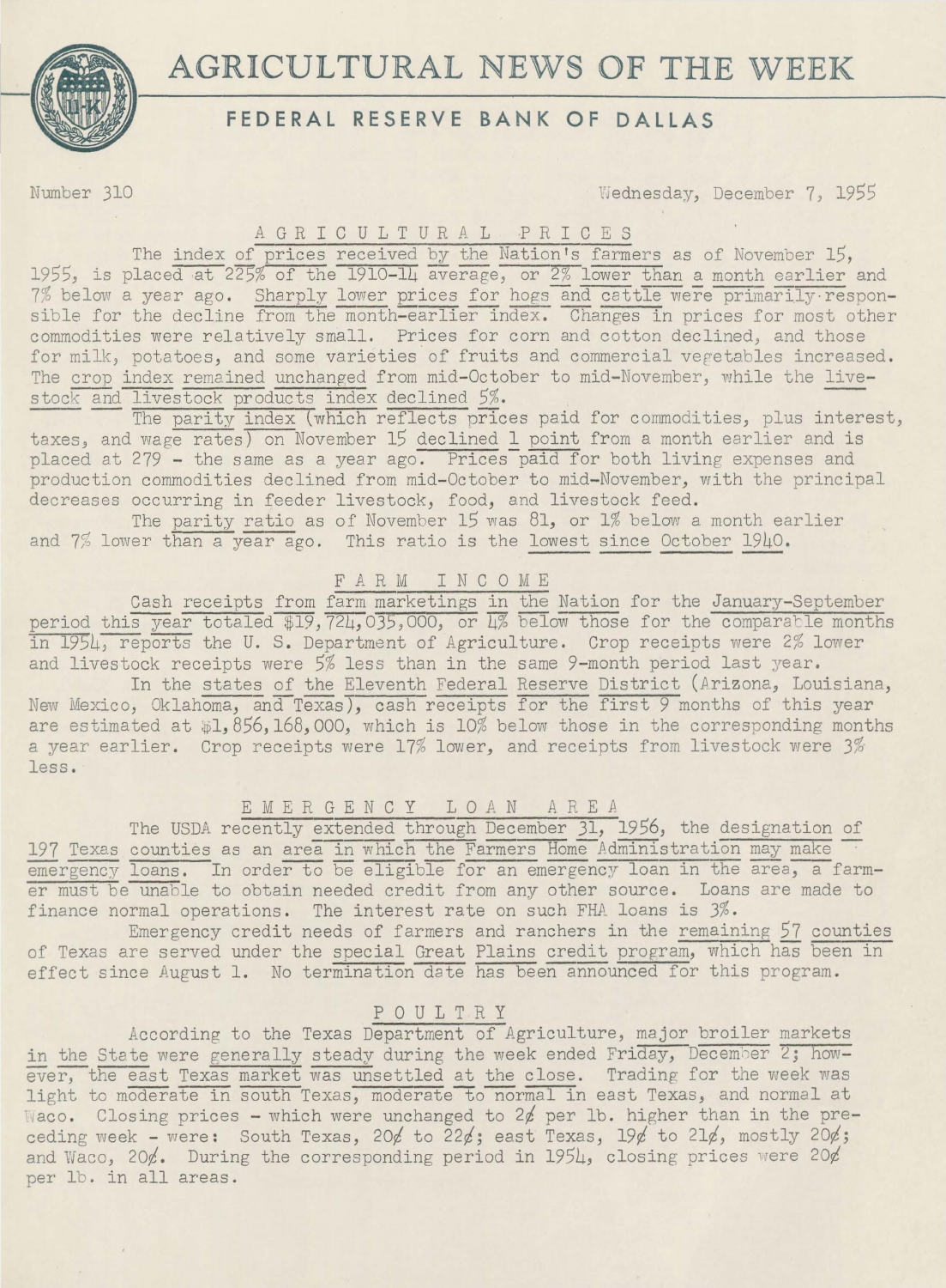# AGRICULTURAL NEWS OF THE WEEK

## FEDERAL RESERVE BANK OF DALLAS

Number 310 — Wednesday, December 7, 1955

### AGRICULTURAL PRICES

The index of prices received by the Nation's farmers as of November 15, 1955, is placed at 225% of the 1910-14 average, or 2% lower than a month earlier and 7% below a year ago. Sharply lower prices for hogs and cattle were primarily responsible for the decline from the month-earlier index. Changes in prices for most other commodities were relatively small. Prices for corn and cotton declined, and those for milk, potatoes, and some varieties of fruits and commercial vegetables increased. The crop index remained unchanged from mid-October to mid-November, while the livestock and livestock products index declined 5%.

The parity index (which reflects prices paid for commodities, plus interest, taxes, and wage rates) on November 15 declined 1 point from a month earlier and is placed at 279 - the same as a year ago. Prices paid for both living expenses and production commodities declined from mid-October to mid-November, with the principal decreases occurring in feeder livestock, food, and livestock feed.

The parity ratio as of November 15 was 81, or 1% below a month earlier and 7% lower than a year ago. This ratio is the lowest since October 1940.

### FARM INCOME

Cash receipts from farm marketings in the Nation for the January-September period this year totaled $19,724,035,000, or 4% below those for the comparable months in 1954, reports the U. S. Department of Agriculture. Crop receipts were 2% lower and livestock receipts were 5% less than in the same 9-month period last year.

In the states of the Eleventh Federal Reserve District (Arizona, Louisiana, New Mexico, Oklahoma, and Texas), cash receipts for the first 9 months of this year are estimated at $1,856,168,000, which is 10% below those in the corresponding months a year earlier. Crop receipts were 17% lower, and receipts from livestock were 3% less.

### EMERGENCY LOAN AREA

The USDA recently extended through December 31, 1956, the designation of 197 Texas counties as an area in which the Farmers Home Administration may make emergency loans. In order to be eligible for an emergency loan in the area, a farmer must be unable to obtain needed credit from any other source. Loans are made to finance normal operations. The interest rate on such FHA loans is 3%.

Emergency credit needs of farmers and ranchers in the remaining 57 counties of Texas are served under the special Great Plains credit program, which has been in effect since August 1. No termination date has been announced for this program.

### POULTRY

According to the Texas Department of Agriculture, major broiler markets in the State were generally steady during the week ended Friday, December 2; however, the east Texas market was unsettled at the close. Trading for the week was light to moderate in south Texas, moderate to normal in east Texas, and normal at Waco. Closing prices - which were unchanged to 2¢ per lb. higher than in the preceding week - were: South Texas, 20¢ to 22¢; east Texas, 19¢ to 21¢, mostly 20¢; and Waco, 20¢. During the corresponding period in 1954, closing prices were 20¢ per lb. in all areas.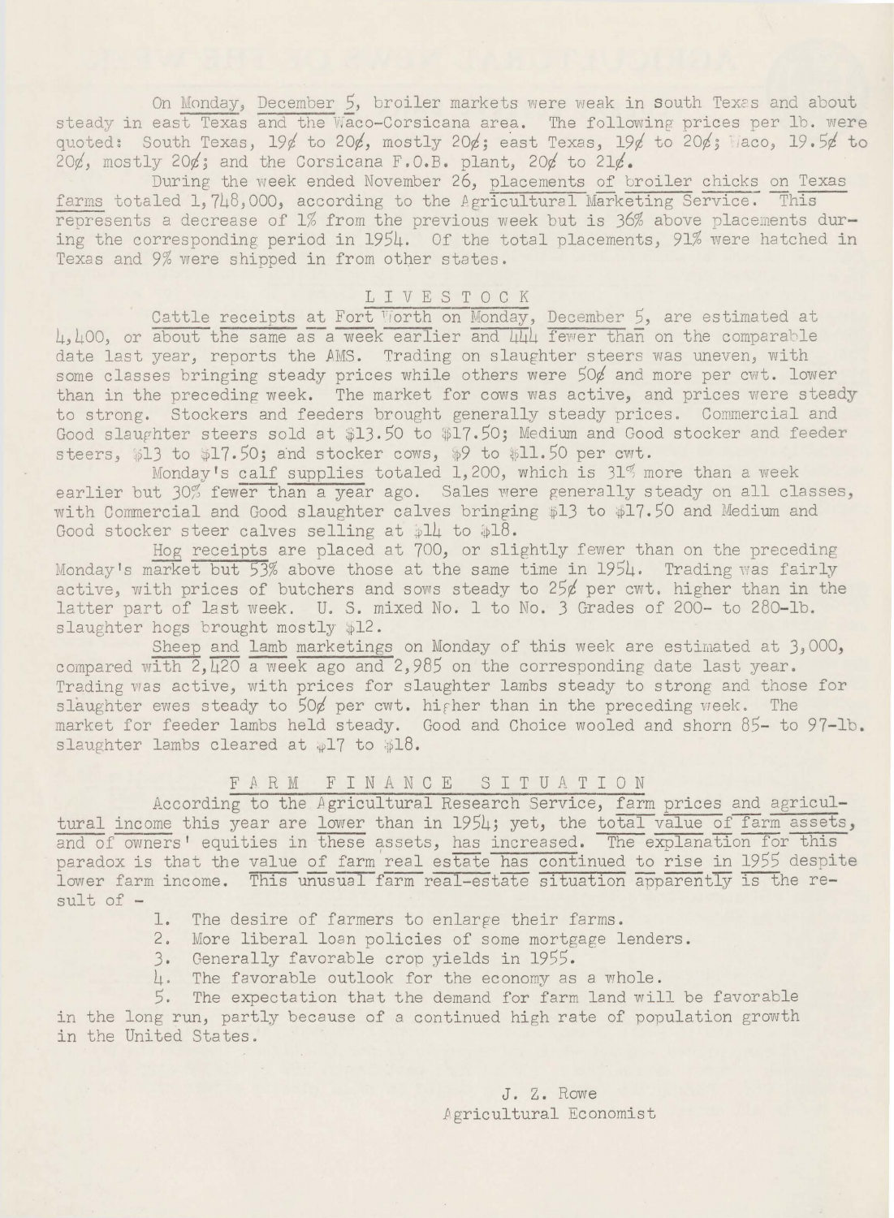On Monday, December 5, broiler markets were weak in South Texas and about steady in east Texas and the Waco-Corsicana area. The following prices per lb. were quoted: South Texas, 19¢ to 20¢, mostly 20¢; east Texas, 19¢ to 20¢; Waco, 19.5¢ to 20¢, mostly 20¢; and the Corsicana F.O.B. plant, 20¢ to 21¢.

During the week ended November 26, placements of broiler chicks on Texas farms totaled 1,748,000, according to the Agricultural Marketing Service. This represents a decrease of 1% from the previous week but is 36% above placements during the corresponding period in 1954. Of the total placements, 91% were hatched in Texas and 9% were shipped in from other states.

## LIVESTOCK

Cattle receipts at Fort Worth on Monday, December 5, are estimated at 4,400, or about the same as a week earlier and 444 fewer than on the comparable date last year, reports the AMS. Trading on slaughter steers was uneven, with some classes bringing steady prices while others were 50¢ and more per cwt. lower than in the preceding week. The market for cows was active, and prices were steady to strong. Stockers and feeders brought generally steady prices. Commercial and Good slaughter steers sold at $13.50 to $17.50; Medium and Good stocker and feeder steers, $13 to $17.50; and stocker cows, $9 to $11.50 per cwt.

Monday's calf supplies totaled 1,200, which is 31% more than a week earlier but 30% fewer than a year ago. Sales were generally steady on all classes, with Commercial and Good slaughter calves bringing $13 to $17.50 and Medium and Good stocker steer calves selling at $14 to $18.

Hog receipts are placed at 700, or slightly fewer than on the preceding Monday's market but 53% above those at the same time in 1954. Trading was fairly active, with prices of butchers and sows steady to 25¢ per cwt. higher than in the latter part of last week. U. S. mixed No. 1 to No. 3 Grades of 200- to 280-lb. slaughter hogs brought mostly $12.

Sheep and lamb marketings on Monday of this week are estimated at 3,000, compared with 2,420 a week ago and 2,985 on the corresponding date last year. Trading was active, with prices for slaughter lambs steady to strong and those for slaughter ewes steady to 50¢ per cwt. higher than in the preceding week. The market for feeder lambs held steady. Good and Choice wooled and shorn 85- to 97-lb. slaughter lambs cleared at $17 to $18.

## FARM FINANCE SITUATION

According to the Agricultural Research Service, farm prices and agricultural income this year are lower than in 1954; yet, the total value of farm assets, and of owners' equities in these assets, has increased. The explanation for this paradox is that the value of farm real estate has continued to rise in 1955 despite lower farm income. This unusual farm real-estate situation apparently is the result of -

1. The desire of farmers to enlarge their farms.
2. More liberal loan policies of some mortgage lenders.
3. Generally favorable crop yields in 1955.
4. The favorable outlook for the economy as a whole.
5. The expectation that the demand for farm land will be favorable in the long run, partly because of a continued high rate of population growth in the United States.

J. Z. Rowe
Agricultural Economist